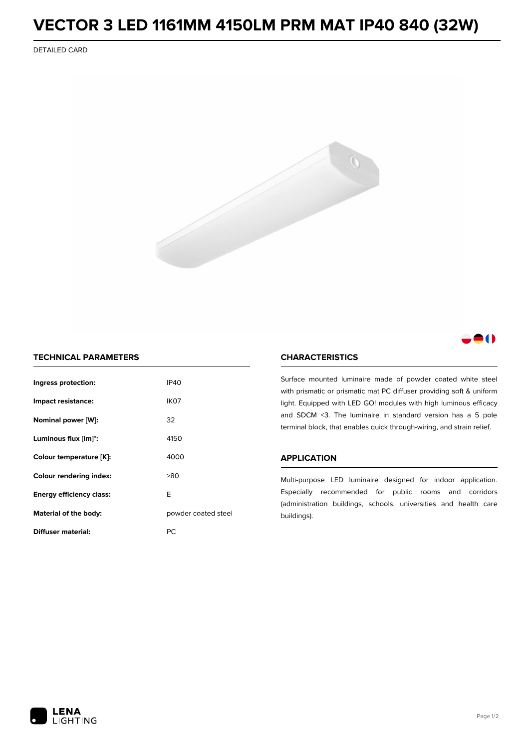# VECTOR 3 LED 1161MM 4150LM PRM MAT IP40 840 (32W)

DETAILED CARD

## TECHNICAL PARAMETERS

| | |
|---|---|
| **Ingress protection:** | IP40 |
| **Impact resistance:** | IK07 |
| **Nominal power [W]:** | 32 |
| **Luminous flux [lm]*:** | 4150 |
| **Colour temperature [K]:** | 4000 |
| **Colour rendering index:** | >80 |
| **Energy efficiency class:** | E |
| **Material of the body:** | powder coated steel |
| **Diffuser material:** | PC |

## CHARACTERISTICS

Surface mounted luminaire made of powder coated white steel with prismatic or prismatic mat PC diffuser providing soft & uniform light. Equipped with LED GO! modules with high luminous efficacy and SDCM <3. The luminaire in standard version has a 5 pole terminal block, that enables quick through-wiring, and strain relief.

## APPLICATION

Multi-purpose LED luminaire designed for indoor application. Especially recommended for public rooms and corridors (administration buildings, schools, universities and health care buildings).

LENA LIGHTING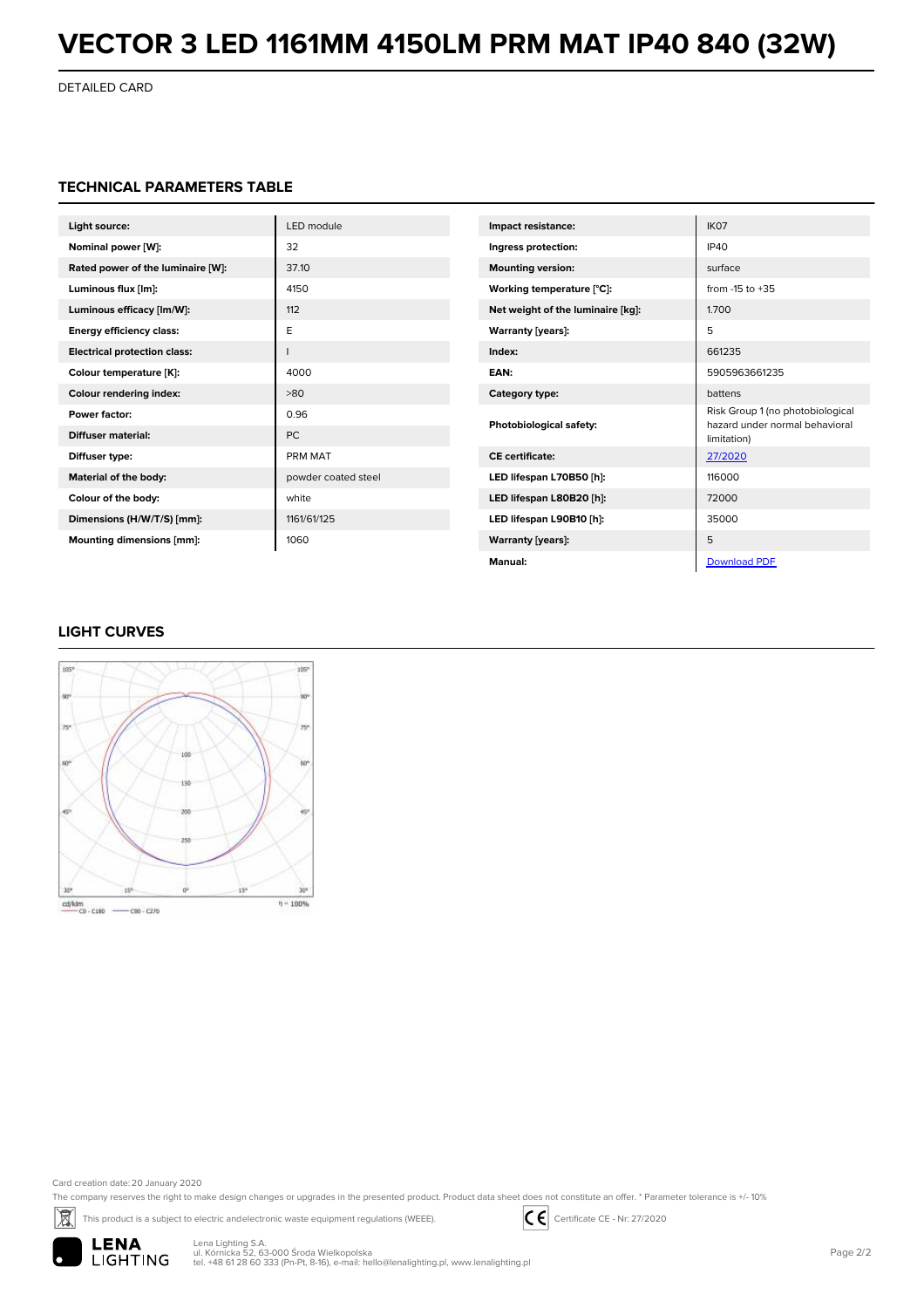# VECTOR 3 LED 1161MM 4150LM PRM MAT IP40 840 (32W)

DETAILED CARD

## TECHNICAL PARAMETERS TABLE

| | |
|---|---|
| **Light source:** | LED module |
| **Nominal power [W]:** | 32 |
| **Rated power of the luminaire [W]:** | 37.10 |
| **Luminous flux [lm]:** | 4150 |
| **Luminous efficacy [lm/W]:** | 112 |
| **Energy efficiency class:** | E |
| **Electrical protection class:** | I |
| **Colour temperature [K]:** | 4000 |
| **Colour rendering index:** | >80 |
| **Power factor:** | 0.96 |
| **Diffuser material:** | PC |
| **Diffuser type:** | PRM MAT |
| **Material of the body:** | powder coated steel |
| **Colour of the body:** | white |
| **Dimensions (H/W/T/S) [mm]:** | 1161/61/125 |
| **Mounting dimensions [mm]:** | 1060 |

| | |
|---|---|
| **Impact resistance:** | IK07 |
| **Ingress protection:** | IP40 |
| **Mounting version:** | surface |
| **Working temperature [°C]:** | from -15 to +35 |
| **Net weight of the luminaire [kg]:** | 1.700 |
| **Warranty [years]:** | 5 |
| **Index:** | 661235 |
| **EAN:** | 5905963661235 |
| **Category type:** | battens |
| **Photobiological safety:** | Risk Group 1 (no photobiological hazard under normal behavioral limitation) |
| **CE certificate:** | 27/2020 |
| **LED lifespan L70B50 [h]:** | 116000 |
| **LED lifespan L80B20 [h]:** | 72000 |
| **LED lifespan L90B10 [h]:** | 35000 |
| **Warranty [years]:** | 5 |
| **Manual:** | Download PDF |

## LIGHT CURVES

105° 105°
90° 90°
75° 75°
60° 60°
45° 45°
30° 15° 0° 15° 30°
100
150
200
250
cd/klm
C0 - C180 C90 - C270
η = 100%

Card creation date: 20 January 2020

The company reserves the right to make design changes or upgrades in the presented product. Product data sheet does not constitute an offer. * Parameter tolerance is +/- 10%

This product is a subject to electric andelectronic waste equipment regulations (WEEE).

Certificate CE - Nr: 27/2020

LENA LIGHTING

Lena Lighting S.A.
ul. Kórnicka 52, 63-000 Środa Wielkopolska
tel. +48 61 28 60 333 (Pn-Pt, 8-16), e-mail: hello@lenalighting.pl, www.lenalighting.pl